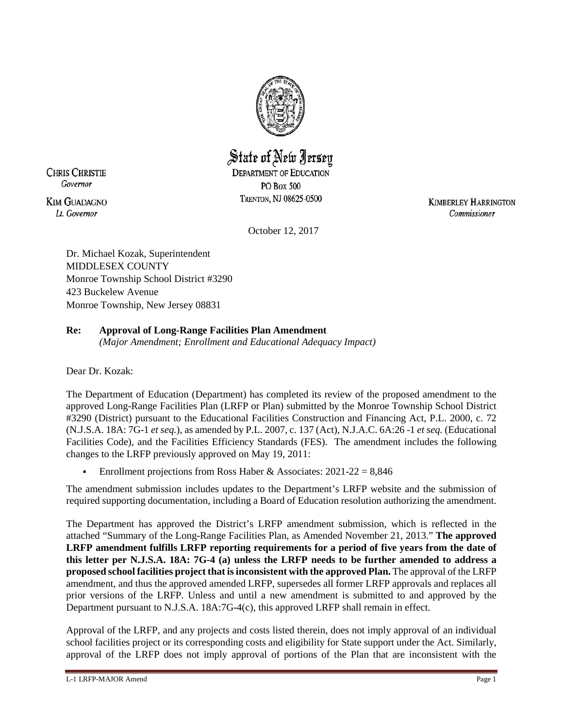State of New Jersey
DEPARTMENT OF EDUCATION
PO Box 500
TRENTON, NJ 08625-0500

CHRIS CHRISTIE
*Governor*

KIM GUADAGNO
*Lt. Governor*

KIMBERLEY HARRINGTON
*Commissioner*

October 12, 2017

Dr. Michael Kozak, Superintendent
MIDDLESEX COUNTY
Monroe Township School District #3290
423 Buckelew Avenue
Monroe Township, New Jersey 08831

**Re: Approval of Long-Range Facilities Plan Amendment**
*(Major Amendment; Enrollment and Educational Adequacy Impact)*

Dear Dr. Kozak:

The Department of Education (Department) has completed its review of the proposed amendment to the approved Long-Range Facilities Plan (LRFP or Plan) submitted by the Monroe Township School District #3290 (District) pursuant to the Educational Facilities Construction and Financing Act, P.L. 2000, c. 72 (N.J.S.A. 18A: 7G-1 *et seq.*), as amended by P.L. 2007, c. 137 (Act), N.J.A.C. 6A:26 -1 *et seq.* (Educational Facilities Code), and the Facilities Efficiency Standards (FES). The amendment includes the following changes to the LRFP previously approved on May 19, 2011:

- Enrollment projections from Ross Haber & Associates: 2021-22 = 8,846

The amendment submission includes updates to the Department's LRFP website and the submission of required supporting documentation, including a Board of Education resolution authorizing the amendment.

The Department has approved the District's LRFP amendment submission, which is reflected in the attached "Summary of the Long-Range Facilities Plan, as Amended November 21, 2013." **The approved LRFP amendment fulfills LRFP reporting requirements for a period of five years from the date of this letter per N.J.S.A. 18A: 7G-4 (a) unless the LRFP needs to be further amended to address a proposed school facilities project that is inconsistent with the approved Plan.** The approval of the LRFP amendment, and thus the approved amended LRFP, supersedes all former LRFP approvals and replaces all prior versions of the LRFP. Unless and until a new amendment is submitted to and approved by the Department pursuant to N.J.S.A. 18A:7G-4(c), this approved LRFP shall remain in effect.

Approval of the LRFP, and any projects and costs listed therein, does not imply approval of an individual school facilities project or its corresponding costs and eligibility for State support under the Act. Similarly, approval of the LRFP does not imply approval of portions of the Plan that are inconsistent with the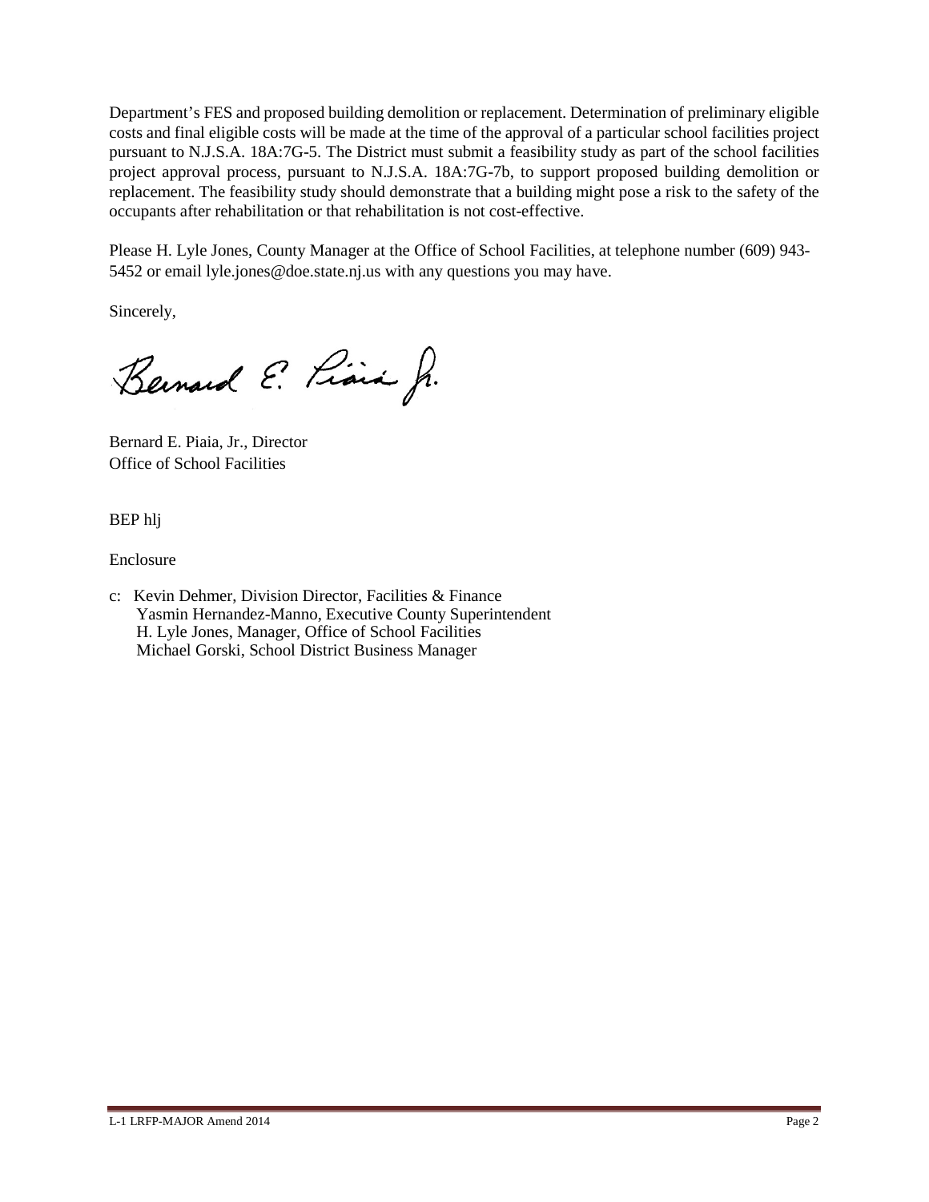Department's FES and proposed building demolition or replacement. Determination of preliminary eligible costs and final eligible costs will be made at the time of the approval of a particular school facilities project pursuant to N.J.S.A. 18A:7G-5. The District must submit a feasibility study as part of the school facilities project approval process, pursuant to N.J.S.A. 18A:7G-7b, to support proposed building demolition or replacement. The feasibility study should demonstrate that a building might pose a risk to the safety of the occupants after rehabilitation or that rehabilitation is not cost-effective.

Please H. Lyle Jones, County Manager at the Office of School Facilities, at telephone number (609) 943-5452 or email lyle.jones@doe.state.nj.us with any questions you may have.

Sincerely,

Bernard E. Piaia, Jr.

Bernard E. Piaia, Jr., Director
Office of School Facilities

BEP hlj

Enclosure

c: Kevin Dehmer, Division Director, Facilities & Finance
Yasmin Hernandez-Manno, Executive County Superintendent
H. Lyle Jones, Manager, Office of School Facilities
Michael Gorski, School District Business Manager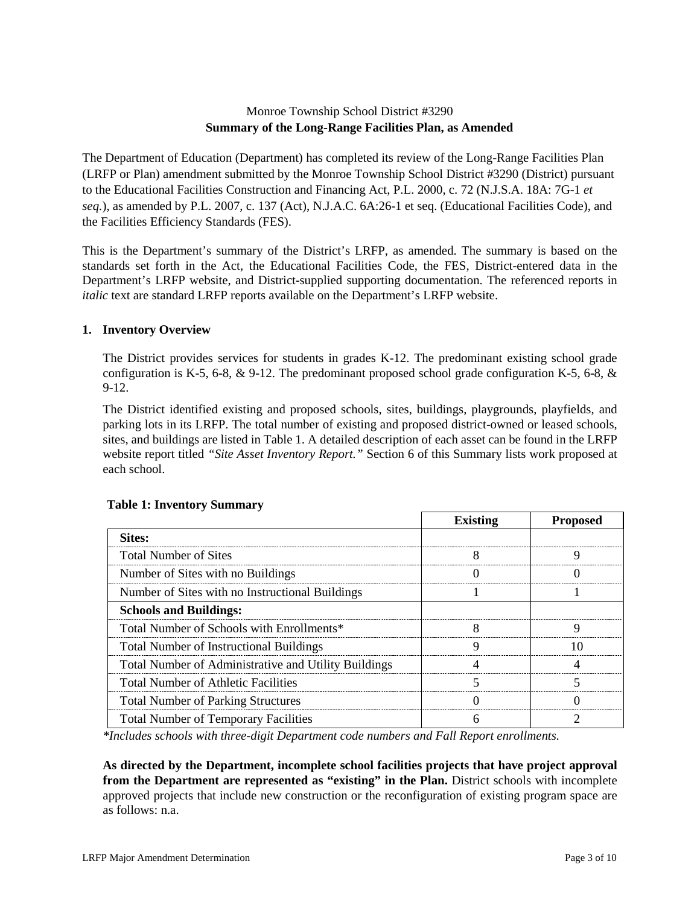Monroe Township School District #3290

**Summary of the Long-Range Facilities Plan, as Amended**

The Department of Education (Department) has completed its review of the Long-Range Facilities Plan (LRFP or Plan) amendment submitted by the Monroe Township School District #3290 (District) pursuant to the Educational Facilities Construction and Financing Act, P.L. 2000, c. 72 (N.J.S.A. 18A: 7G-1 *et seq.*), as amended by P.L. 2007, c. 137 (Act), N.J.A.C. 6A:26-1 et seq. (Educational Facilities Code), and the Facilities Efficiency Standards (FES).

This is the Department's summary of the District's LRFP, as amended. The summary is based on the standards set forth in the Act, the Educational Facilities Code, the FES, District-entered data in the Department's LRFP website, and District-supplied supporting documentation. The referenced reports in *italic* text are standard LRFP reports available on the Department's LRFP website.

## 1. Inventory Overview

The District provides services for students in grades K-12. The predominant existing school grade configuration is K-5, 6-8, & 9-12. The predominant proposed school grade configuration K-5, 6-8, & 9-12.

The District identified existing and proposed schools, sites, buildings, playgrounds, playfields, and parking lots in its LRFP. The total number of existing and proposed district-owned or leased schools, sites, and buildings are listed in Table 1. A detailed description of each asset can be found in the LRFP website report titled *"Site Asset Inventory Report."* Section 6 of this Summary lists work proposed at each school.

**Table 1: Inventory Summary**

| | Existing | Proposed |
|---|---|---|
| **Sites:** | | |
| Total Number of Sites | 8 | 9 |
| Number of Sites with no Buildings | 0 | 0 |
| Number of Sites with no Instructional Buildings | 1 | 1 |
| **Schools and Buildings:** | | |
| Total Number of Schools with Enrollments* | 8 | 9 |
| Total Number of Instructional Buildings | 9 | 10 |
| Total Number of Administrative and Utility Buildings | 4 | 4 |
| Total Number of Athletic Facilities | 5 | 5 |
| Total Number of Parking Structures | 0 | 0 |
| Total Number of Temporary Facilities | 6 | 2 |

*\*Includes schools with three-digit Department code numbers and Fall Report enrollments.*

**As directed by the Department, incomplete school facilities projects that have project approval from the Department are represented as "existing" in the Plan.** District schools with incomplete approved projects that include new construction or the reconfiguration of existing program space are as follows: n.a.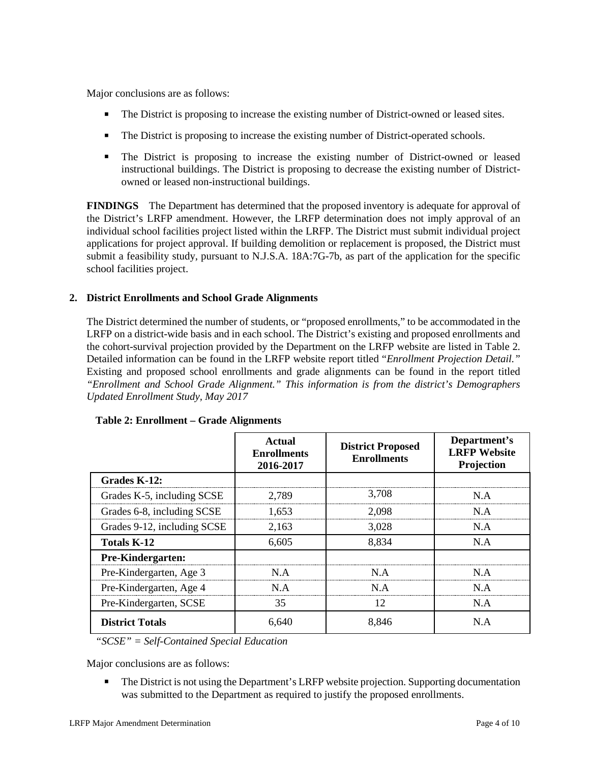Major conclusions are as follows:

- The District is proposing to increase the existing number of District-owned or leased sites.
- The District is proposing to increase the existing number of District-operated schools.
- The District is proposing to increase the existing number of District-owned or leased instructional buildings. The District is proposing to decrease the existing number of District-owned or leased non-instructional buildings.

**FINDINGS** The Department has determined that the proposed inventory is adequate for approval of the District's LRFP amendment. However, the LRFP determination does not imply approval of an individual school facilities project listed within the LRFP. The District must submit individual project applications for project approval. If building demolition or replacement is proposed, the District must submit a feasibility study, pursuant to N.J.S.A. 18A:7G-7b, as part of the application for the specific school facilities project.

## 2. District Enrollments and School Grade Alignments

The District determined the number of students, or "proposed enrollments," to be accommodated in the LRFP on a district-wide basis and in each school. The District's existing and proposed enrollments and the cohort-survival projection provided by the Department on the LRFP website are listed in Table 2. Detailed information can be found in the LRFP website report titled "*Enrollment Projection Detail.*" Existing and proposed school enrollments and grade alignments can be found in the report titled *"Enrollment and School Grade Alignment." This information is from the district's Demographers Updated Enrollment Study, May 2017*

**Table 2: Enrollment – Grade Alignments**

| | Actual Enrollments 2016-2017 | District Proposed Enrollments | Department's LRFP Website Projection |
|---|---|---|---|
| **Grades K-12:** | | | |
| Grades K-5, including SCSE | 2,789 | 3,708 | N.A |
| Grades 6-8, including SCSE | 1,653 | 2,098 | N.A |
| Grades 9-12, including SCSE | 2,163 | 3,028 | N.A |
| **Totals K-12** | 6,605 | 8,834 | N.A |
| **Pre-Kindergarten:** | | | |
| Pre-Kindergarten, Age 3 | N.A | N.A | N.A |
| Pre-Kindergarten, Age 4 | N.A | N.A | N.A |
| Pre-Kindergarten, SCSE | 35 | 12 | N.A |
| **District Totals** | 6,640 | 8,846 | N.A |

*"SCSE" = Self-Contained Special Education*

Major conclusions are as follows:

- The District is not using the Department's LRFP website projection. Supporting documentation was submitted to the Department as required to justify the proposed enrollments.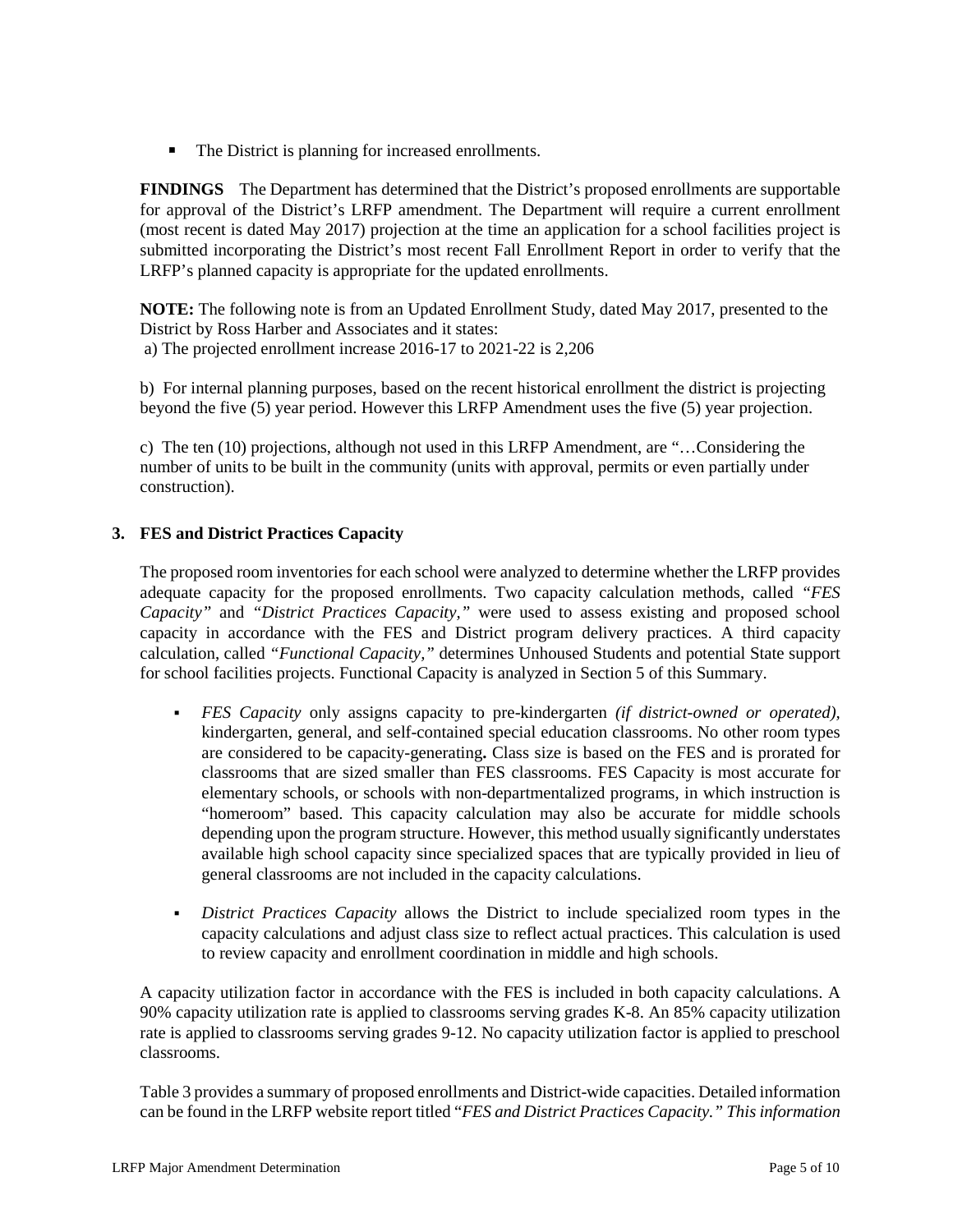- The District is planning for increased enrollments.

**FINDINGS** The Department has determined that the District's proposed enrollments are supportable for approval of the District's LRFP amendment. The Department will require a current enrollment (most recent is dated May 2017) projection at the time an application for a school facilities project is submitted incorporating the District's most recent Fall Enrollment Report in order to verify that the LRFP's planned capacity is appropriate for the updated enrollments.

**NOTE:** The following note is from an Updated Enrollment Study, dated May 2017, presented to the District by Ross Harber and Associates and it states:
a) The projected enrollment increase 2016-17 to 2021-22 is 2,206

b) For internal planning purposes, based on the recent historical enrollment the district is projecting beyond the five (5) year period. However this LRFP Amendment uses the five (5) year projection.

c) The ten (10) projections, although not used in this LRFP Amendment, are "…Considering the number of units to be built in the community (units with approval, permits or even partially under construction).

## 3. FES and District Practices Capacity

The proposed room inventories for each school were analyzed to determine whether the LRFP provides adequate capacity for the proposed enrollments. Two capacity calculation methods, called *"FES Capacity"* and *"District Practices Capacity,"* were used to assess existing and proposed school capacity in accordance with the FES and District program delivery practices. A third capacity calculation, called *"Functional Capacity,"* determines Unhoused Students and potential State support for school facilities projects. Functional Capacity is analyzed in Section 5 of this Summary.

- *FES Capacity* only assigns capacity to pre-kindergarten *(if district-owned or operated),* kindergarten, general, and self-contained special education classrooms. No other room types are considered to be capacity-generating**.** Class size is based on the FES and is prorated for classrooms that are sized smaller than FES classrooms. FES Capacity is most accurate for elementary schools, or schools with non-departmentalized programs, in which instruction is "homeroom" based. This capacity calculation may also be accurate for middle schools depending upon the program structure. However, this method usually significantly understates available high school capacity since specialized spaces that are typically provided in lieu of general classrooms are not included in the capacity calculations.

- *District Practices Capacity* allows the District to include specialized room types in the capacity calculations and adjust class size to reflect actual practices. This calculation is used to review capacity and enrollment coordination in middle and high schools.

A capacity utilization factor in accordance with the FES is included in both capacity calculations. A 90% capacity utilization rate is applied to classrooms serving grades K-8. An 85% capacity utilization rate is applied to classrooms serving grades 9-12. No capacity utilization factor is applied to preschool classrooms.

Table 3 provides a summary of proposed enrollments and District-wide capacities. Detailed information can be found in the LRFP website report titled "*FES and District Practices Capacity." This information*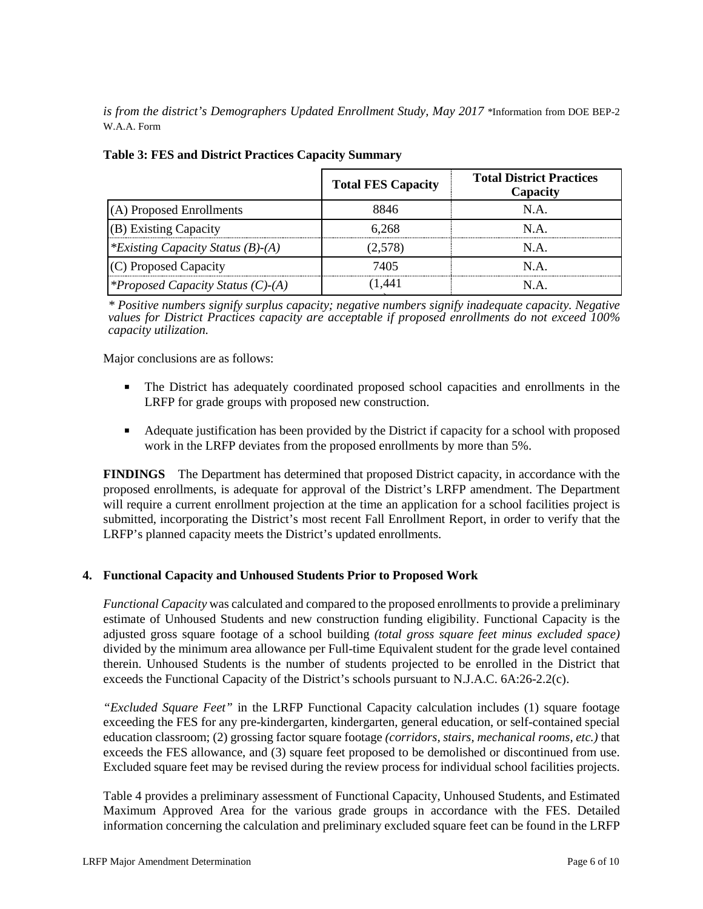*is from the district's Demographers Updated Enrollment Study, May 2017* *Information from DOE BEP-2 W.A.A. Form

**Table 3: FES and District Practices Capacity Summary**

| | Total FES Capacity | Total District Practices Capacity |
|---|---|---|
| (A) Proposed Enrollments | 8846 | N.A. |
| (B) Existing Capacity | 6,268 | N.A. |
| *\*Existing Capacity Status (B)-(A)* | (2,578) | N.A. |
| (C) Proposed Capacity | 7405 | N.A. |
| *\*Proposed Capacity Status (C)-(A)* | (1,441) | N.A. |

*\* Positive numbers signify surplus capacity; negative numbers signify inadequate capacity. Negative values for District Practices capacity are acceptable if proposed enrollments do not exceed 100% capacity utilization.*

Major conclusions are as follows:

- The District has adequately coordinated proposed school capacities and enrollments in the LRFP for grade groups with proposed new construction.
- Adequate justification has been provided by the District if capacity for a school with proposed work in the LRFP deviates from the proposed enrollments by more than 5%.

**FINDINGS** The Department has determined that proposed District capacity, in accordance with the proposed enrollments, is adequate for approval of the District's LRFP amendment. The Department will require a current enrollment projection at the time an application for a school facilities project is submitted, incorporating the District's most recent Fall Enrollment Report, in order to verify that the LRFP's planned capacity meets the District's updated enrollments.

**4. Functional Capacity and Unhoused Students Prior to Proposed Work**

*Functional Capacity* was calculated and compared to the proposed enrollments to provide a preliminary estimate of Unhoused Students and new construction funding eligibility. Functional Capacity is the adjusted gross square footage of a school building *(total gross square feet minus excluded space)* divided by the minimum area allowance per Full-time Equivalent student for the grade level contained therein. Unhoused Students is the number of students projected to be enrolled in the District that exceeds the Functional Capacity of the District's schools pursuant to N.J.A.C. 6A:26-2.2(c).

*"Excluded Square Feet"* in the LRFP Functional Capacity calculation includes (1) square footage exceeding the FES for any pre-kindergarten, kindergarten, general education, or self-contained special education classroom; (2) grossing factor square footage *(corridors, stairs, mechanical rooms, etc.)* that exceeds the FES allowance, and (3) square feet proposed to be demolished or discontinued from use. Excluded square feet may be revised during the review process for individual school facilities projects.

Table 4 provides a preliminary assessment of Functional Capacity, Unhoused Students, and Estimated Maximum Approved Area for the various grade groups in accordance with the FES. Detailed information concerning the calculation and preliminary excluded square feet can be found in the LRFP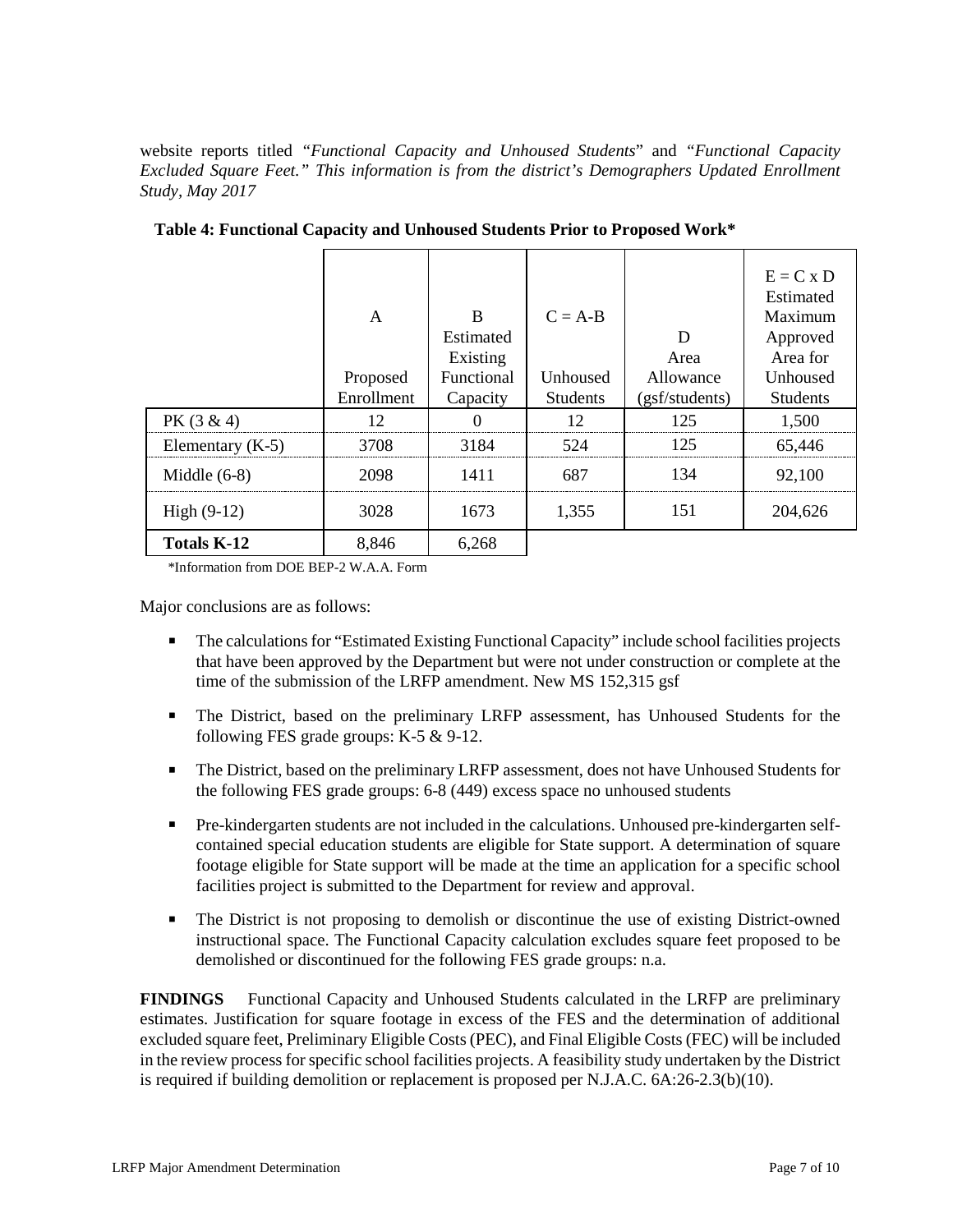website reports titled *"Functional Capacity and Unhoused Students*" and *"Functional Capacity Excluded Square Feet." This information is from the district's Demographers Updated Enrollment Study, May 2017*

**Table 4: Functional Capacity and Unhoused Students Prior to Proposed Work***

| | A<br>Proposed Enrollment | B<br>Estimated Existing Functional Capacity | C = A-B<br>Unhoused Students | D<br>Area Allowance (gsf/students) | E = C x D<br>Estimated Maximum Approved Area for Unhoused Students |
|---|---|---|---|---|---|
| PK (3 & 4) | 12 | 0 | 12 | 125 | 1,500 |
| Elementary (K-5) | 3708 | 3184 | 524 | 125 | 65,446 |
| Middle (6-8) | 2098 | 1411 | 687 | 134 | 92,100 |
| High (9-12) | 3028 | 1673 | 1,355 | 151 | 204,626 |
| **Totals K-12** | 8,846 | 6,268 | | | |

*Information from DOE BEP-2 W.A.A. Form

Major conclusions are as follows:

- The calculations for "Estimated Existing Functional Capacity" include school facilities projects that have been approved by the Department but were not under construction or complete at the time of the submission of the LRFP amendment. New MS 152,315 gsf
- The District, based on the preliminary LRFP assessment, has Unhoused Students for the following FES grade groups: K-5 & 9-12.
- The District, based on the preliminary LRFP assessment, does not have Unhoused Students for the following FES grade groups: 6-8 (449) excess space no unhoused students
- Pre-kindergarten students are not included in the calculations. Unhoused pre-kindergarten self-contained special education students are eligible for State support. A determination of square footage eligible for State support will be made at the time an application for a specific school facilities project is submitted to the Department for review and approval.
- The District is not proposing to demolish or discontinue the use of existing District-owned instructional space. The Functional Capacity calculation excludes square feet proposed to be demolished or discontinued for the following FES grade groups: n.a.

**FINDINGS** Functional Capacity and Unhoused Students calculated in the LRFP are preliminary estimates. Justification for square footage in excess of the FES and the determination of additional excluded square feet, Preliminary Eligible Costs (PEC), and Final Eligible Costs (FEC) will be included in the review process for specific school facilities projects. A feasibility study undertaken by the District is required if building demolition or replacement is proposed per N.J.A.C. 6A:26-2.3(b)(10).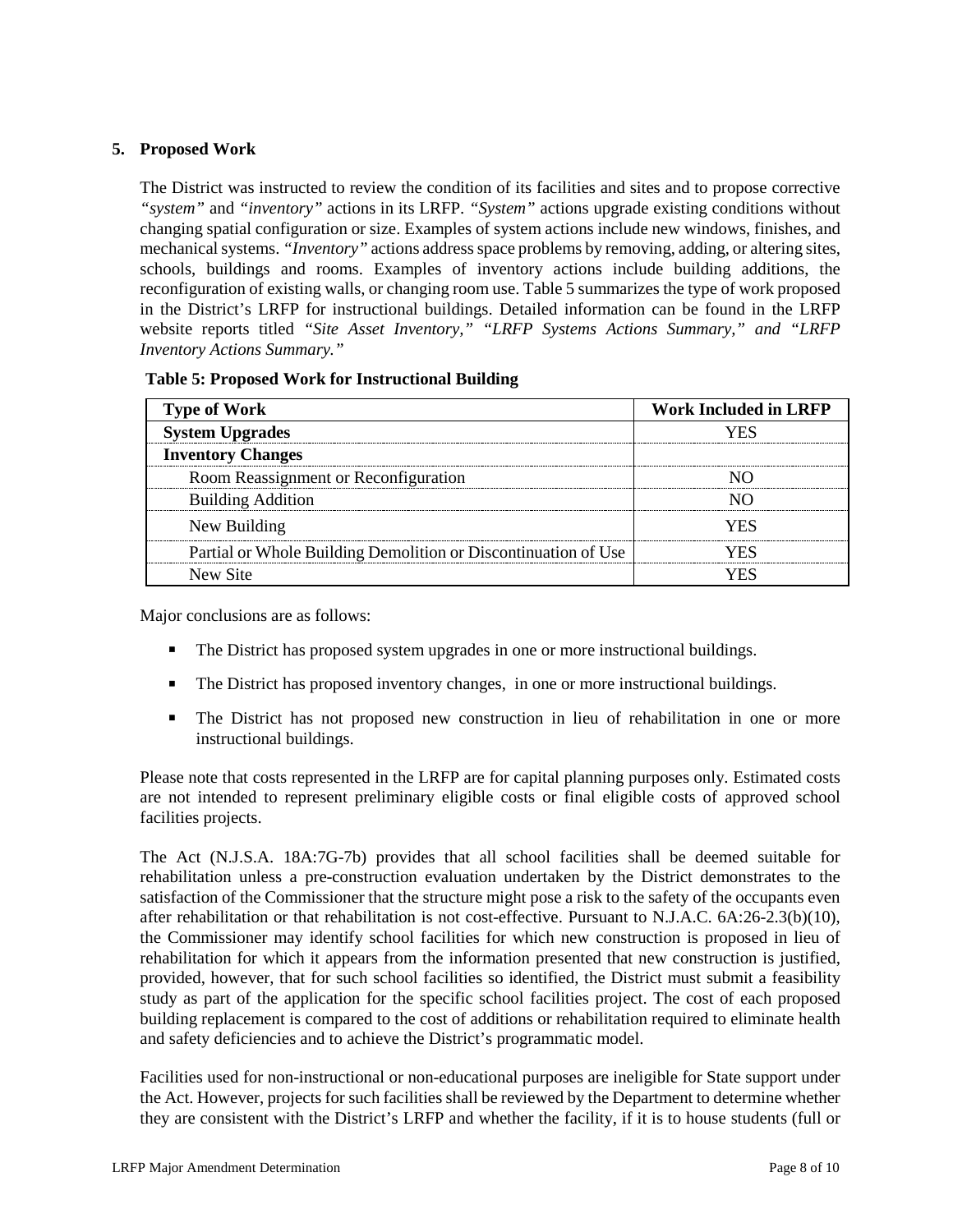## 5. Proposed Work

The District was instructed to review the condition of its facilities and sites and to propose corrective *"system"* and *"inventory"* actions in its LRFP. *"System"* actions upgrade existing conditions without changing spatial configuration or size. Examples of system actions include new windows, finishes, and mechanical systems. *"Inventory"* actions address space problems by removing, adding, or altering sites, schools, buildings and rooms. Examples of inventory actions include building additions, the reconfiguration of existing walls, or changing room use. Table 5 summarizes the type of work proposed in the District's LRFP for instructional buildings. Detailed information can be found in the LRFP website reports titled *"Site Asset Inventory," "LRFP Systems Actions Summary," and "LRFP Inventory Actions Summary."*

**Table 5: Proposed Work for Instructional Building**

| Type of Work | Work Included in LRFP |
|---|---|
| **System Upgrades** | YES |
| **Inventory Changes** | |
| Room Reassignment or Reconfiguration | NO |
| Building Addition | NO |
| New Building | YES |
| Partial or Whole Building Demolition or Discontinuation of Use | YES |
| New Site | YES |

Major conclusions are as follows:

- The District has proposed system upgrades in one or more instructional buildings.
- The District has proposed inventory changes, in one or more instructional buildings.
- The District has not proposed new construction in lieu of rehabilitation in one or more instructional buildings.

Please note that costs represented in the LRFP are for capital planning purposes only. Estimated costs are not intended to represent preliminary eligible costs or final eligible costs of approved school facilities projects.

The Act (N.J.S.A. 18A:7G-7b) provides that all school facilities shall be deemed suitable for rehabilitation unless a pre-construction evaluation undertaken by the District demonstrates to the satisfaction of the Commissioner that the structure might pose a risk to the safety of the occupants even after rehabilitation or that rehabilitation is not cost-effective. Pursuant to N.J.A.C. 6A:26-2.3(b)(10), the Commissioner may identify school facilities for which new construction is proposed in lieu of rehabilitation for which it appears from the information presented that new construction is justified, provided, however, that for such school facilities so identified, the District must submit a feasibility study as part of the application for the specific school facilities project. The cost of each proposed building replacement is compared to the cost of additions or rehabilitation required to eliminate health and safety deficiencies and to achieve the District's programmatic model.

Facilities used for non-instructional or non-educational purposes are ineligible for State support under the Act. However, projects for such facilities shall be reviewed by the Department to determine whether they are consistent with the District's LRFP and whether the facility, if it is to house students (full or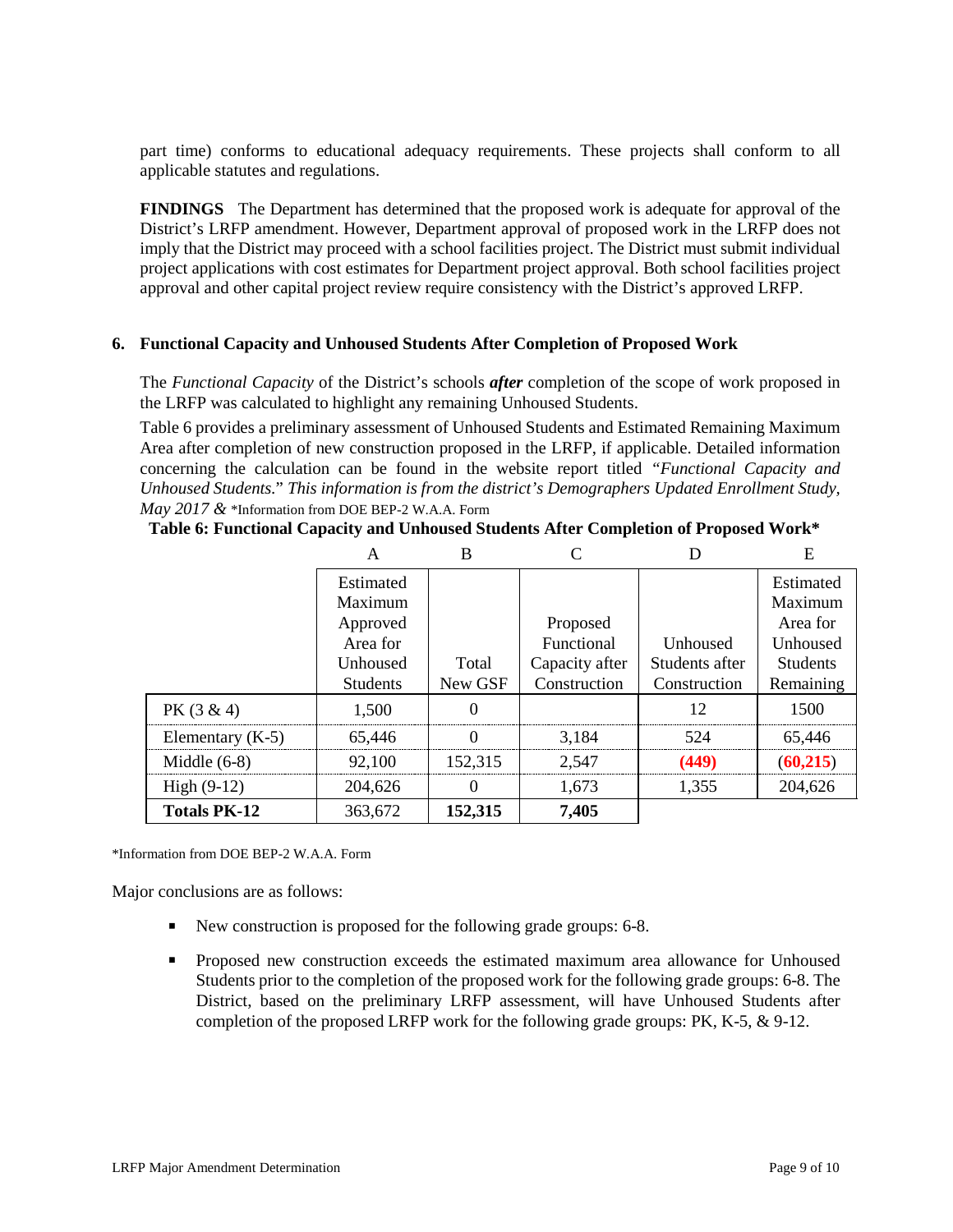part time) conforms to educational adequacy requirements. These projects shall conform to all applicable statutes and regulations.

**FINDINGS** The Department has determined that the proposed work is adequate for approval of the District's LRFP amendment. However, Department approval of proposed work in the LRFP does not imply that the District may proceed with a school facilities project. The District must submit individual project applications with cost estimates for Department project approval. Both school facilities project approval and other capital project review require consistency with the District's approved LRFP.

**6. Functional Capacity and Unhoused Students After Completion of Proposed Work**

The *Functional Capacity* of the District's schools ***after*** completion of the scope of work proposed in the LRFP was calculated to highlight any remaining Unhoused Students.

Table 6 provides a preliminary assessment of Unhoused Students and Estimated Remaining Maximum Area after completion of new construction proposed in the LRFP, if applicable. Detailed information concerning the calculation can be found in the website report titled *"Functional Capacity and Unhoused Students."* *This information is from the district's Demographers Updated Enrollment Study, May 2017 &* *Information from DOE BEP-2 W.A.A. Form

**Table 6: Functional Capacity and Unhoused Students After Completion of Proposed Work***

| | A | B | C | D | E |
|---|---|---|---|---|---|
| | Estimated Maximum Approved Area for Unhoused Students | Total New GSF | Proposed Functional Capacity after Construction | Unhoused Students after Construction | Estimated Maximum Area for Unhoused Students Remaining |
| PK (3 & 4) | 1,500 | 0 | | 12 | 1500 |
| Elementary (K-5) | 65,446 | 0 | 3,184 | 524 | 65,446 |
| Middle (6-8) | 92,100 | 152,315 | 2,547 | **(449)** | (**60,215**) |
| High (9-12) | 204,626 | 0 | 1,673 | 1,355 | 204,626 |
| **Totals PK-12** | 363,672 | **152,315** | **7,405** | | |

*Information from DOE BEP-2 W.A.A. Form

Major conclusions are as follows:

- New construction is proposed for the following grade groups: 6-8.
- Proposed new construction exceeds the estimated maximum area allowance for Unhoused Students prior to the completion of the proposed work for the following grade groups: 6-8. The District, based on the preliminary LRFP assessment, will have Unhoused Students after completion of the proposed LRFP work for the following grade groups: PK, K-5, & 9-12.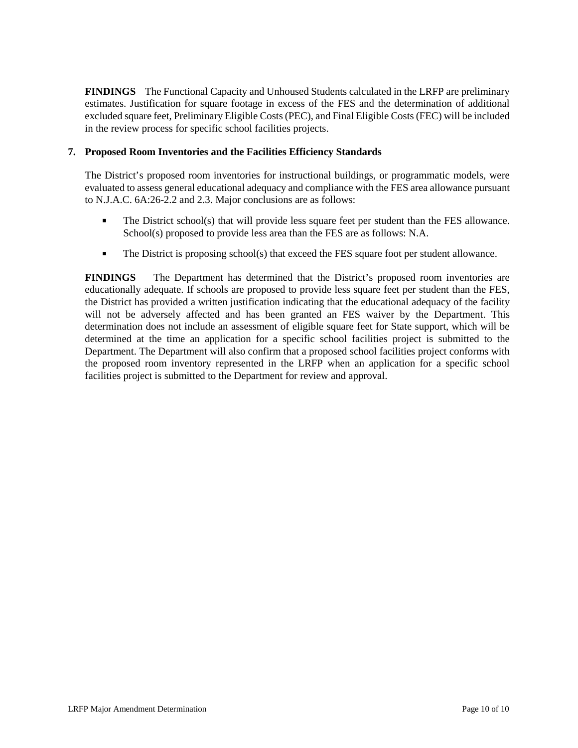**FINDINGS** The Functional Capacity and Unhoused Students calculated in the LRFP are preliminary estimates. Justification for square footage in excess of the FES and the determination of additional excluded square feet, Preliminary Eligible Costs (PEC), and Final Eligible Costs (FEC) will be included in the review process for specific school facilities projects.

**7. Proposed Room Inventories and the Facilities Efficiency Standards**

The District's proposed room inventories for instructional buildings, or programmatic models, were evaluated to assess general educational adequacy and compliance with the FES area allowance pursuant to N.J.A.C. 6A:26-2.2 and 2.3. Major conclusions are as follows:

- The District school(s) that will provide less square feet per student than the FES allowance. School(s) proposed to provide less area than the FES are as follows: N.A.
- The District is proposing school(s) that exceed the FES square foot per student allowance.

**FINDINGS** The Department has determined that the District's proposed room inventories are educationally adequate. If schools are proposed to provide less square feet per student than the FES, the District has provided a written justification indicating that the educational adequacy of the facility will not be adversely affected and has been granted an FES waiver by the Department. This determination does not include an assessment of eligible square feet for State support, which will be determined at the time an application for a specific school facilities project is submitted to the Department. The Department will also confirm that a proposed school facilities project conforms with the proposed room inventory represented in the LRFP when an application for a specific school facilities project is submitted to the Department for review and approval.